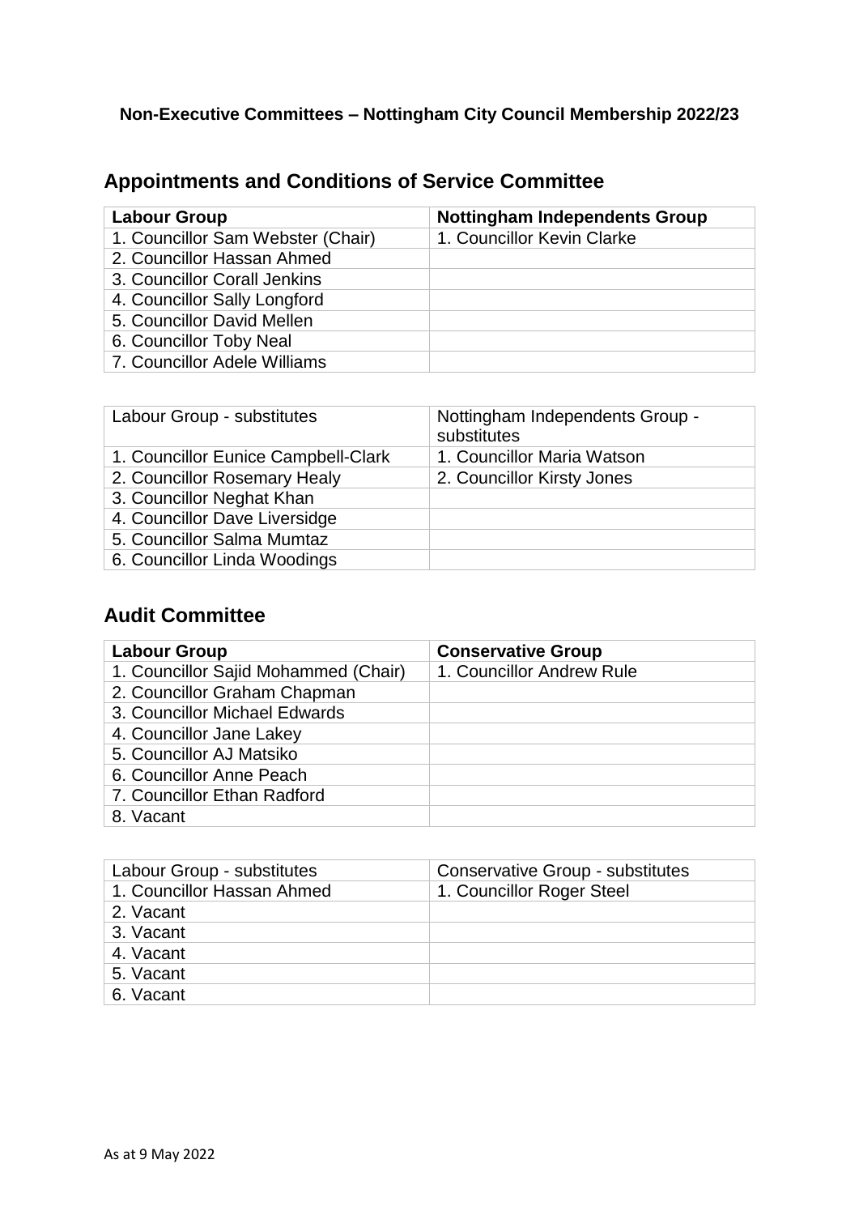**Non-Executive Committees – Nottingham City Council Membership 2022/23**

## Appointments and Conditions of Service Committee

| **Labour Group** | **Nottingham Independents Group** |
|---|---|
| 1. Councillor Sam Webster (Chair) | 1. Councillor Kevin Clarke |
| 2. Councillor Hassan Ahmed | |
| 3. Councillor Corall Jenkins | |
| 4. Councillor Sally Longford | |
| 5. Councillor David Mellen | |
| 6. Councillor Toby Neal | |
| 7. Councillor Adele Williams | |

| Labour Group - substitutes | Nottingham Independents Group - substitutes |
|---|---|
| 1. Councillor Eunice Campbell-Clark | 1. Councillor Maria Watson |
| 2. Councillor Rosemary Healy | 2. Councillor Kirsty Jones |
| 3. Councillor Neghat Khan | |
| 4. Councillor Dave Liversidge | |
| 5. Councillor Salma Mumtaz | |
| 6. Councillor Linda Woodings | |

## Audit Committee

| **Labour Group** | **Conservative Group** |
|---|---|
| 1. Councillor Sajid Mohammed (Chair) | 1. Councillor Andrew Rule |
| 2. Councillor Graham Chapman | |
| 3. Councillor Michael Edwards | |
| 4. Councillor Jane Lakey | |
| 5. Councillor AJ Matsiko | |
| 6. Councillor Anne Peach | |
| 7. Councillor Ethan Radford | |
| 8. Vacant | |

| Labour Group - substitutes | Conservative Group - substitutes |
|---|---|
| 1. Councillor Hassan Ahmed | 1. Councillor Roger Steel |
| 2. Vacant | |
| 3. Vacant | |
| 4. Vacant | |
| 5. Vacant | |
| 6. Vacant | |

As at 9 May 2022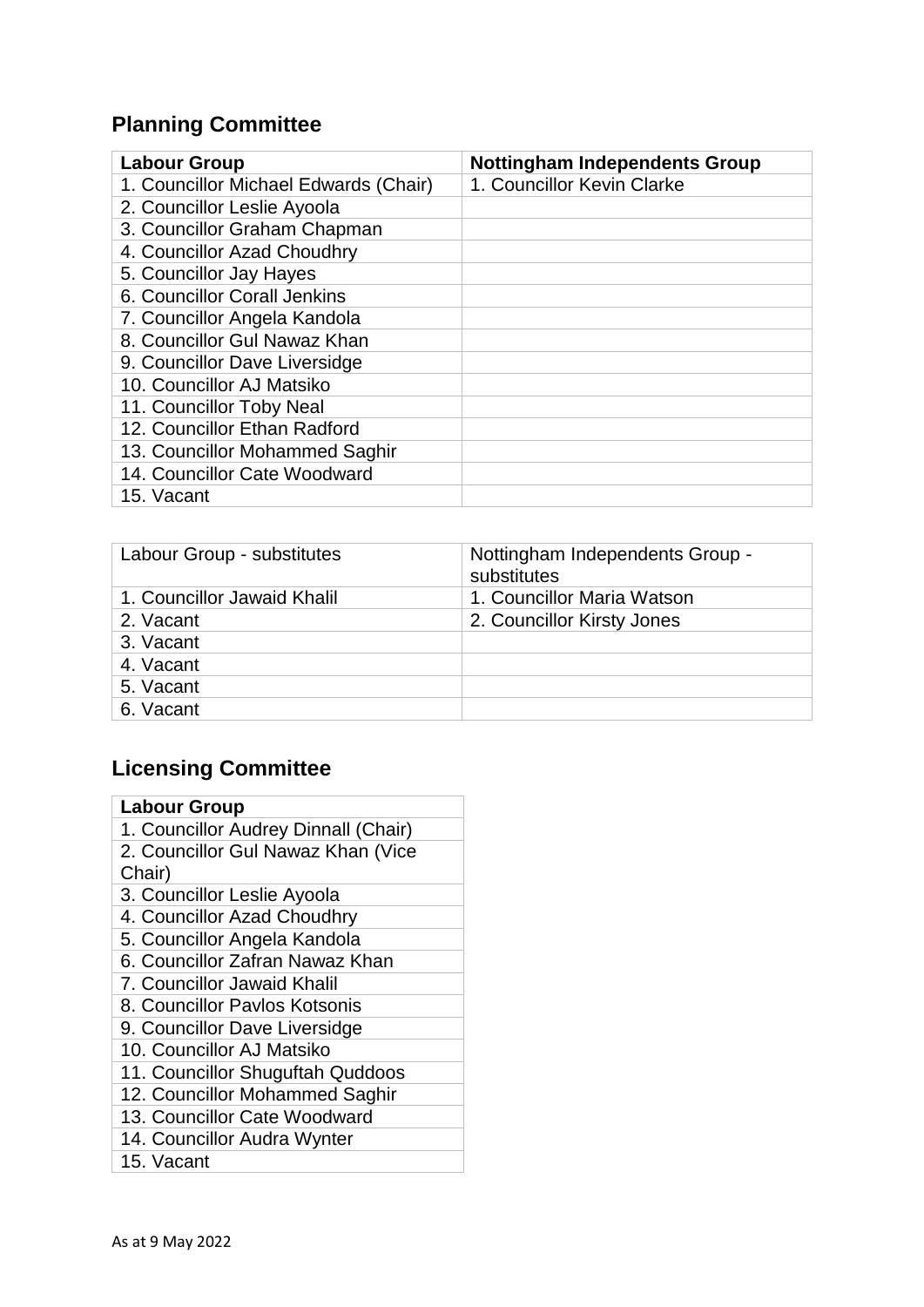## Planning Committee

| Labour Group | Nottingham Independents Group |
|---|---|
| 1. Councillor Michael Edwards (Chair) | 1. Councillor Kevin Clarke |
| 2. Councillor Leslie Ayoola | |
| 3. Councillor Graham Chapman | |
| 4. Councillor Azad Choudhry | |
| 5. Councillor Jay Hayes | |
| 6. Councillor Corall Jenkins | |
| 7. Councillor Angela Kandola | |
| 8. Councillor Gul Nawaz Khan | |
| 9. Councillor Dave Liversidge | |
| 10. Councillor AJ Matsiko | |
| 11. Councillor Toby Neal | |
| 12. Councillor Ethan Radford | |
| 13. Councillor Mohammed Saghir | |
| 14. Councillor Cate Woodward | |
| 15. Vacant | |

| Labour Group - substitutes | Nottingham Independents Group - substitutes |
|---|---|
| 1. Councillor Jawaid Khalil | 1. Councillor Maria Watson |
| 2. Vacant | 2. Councillor Kirsty Jones |
| 3. Vacant | |
| 4. Vacant | |
| 5. Vacant | |
| 6. Vacant | |

## Licensing Committee

| Labour Group |
|---|
| 1. Councillor Audrey Dinnall (Chair) |
| 2. Councillor Gul Nawaz Khan (Vice Chair) |
| 3. Councillor Leslie Ayoola |
| 4. Councillor Azad Choudhry |
| 5. Councillor Angela Kandola |
| 6. Councillor Zafran Nawaz Khan |
| 7. Councillor Jawaid Khalil |
| 8. Councillor Pavlos Kotsonis |
| 9. Councillor Dave Liversidge |
| 10. Councillor AJ Matsiko |
| 11. Councillor Shuguftah Quddoos |
| 12. Councillor Mohammed Saghir |
| 13. Councillor Cate Woodward |
| 14. Councillor Audra Wynter |
| 15. Vacant |

As at 9 May 2022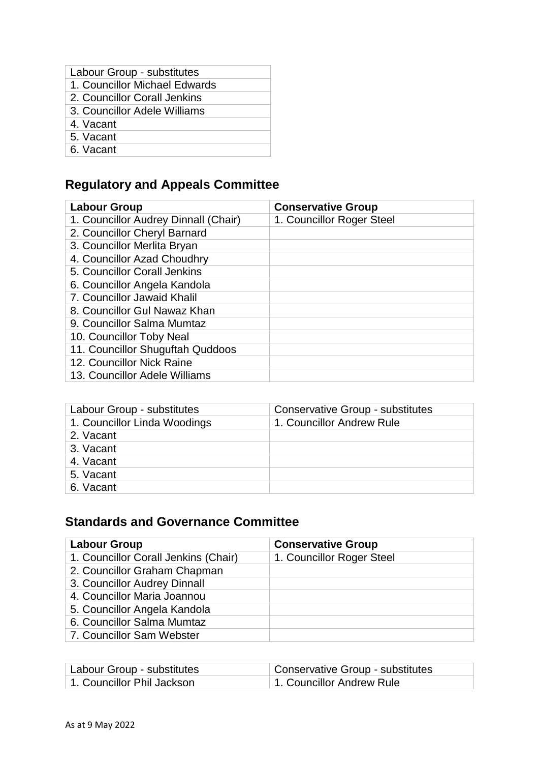| Labour Group - substitutes |
|---|
| 1. Councillor Michael Edwards |
| 2. Councillor Corall Jenkins |
| 3. Councillor Adele Williams |
| 4. Vacant |
| 5. Vacant |
| 6. Vacant |

## Regulatory and Appeals Committee

| **Labour Group** | **Conservative Group** |
|---|---|
| 1. Councillor Audrey Dinnall (Chair) | 1. Councillor Roger Steel |
| 2. Councillor Cheryl Barnard | |
| 3. Councillor Merlita Bryan | |
| 4. Councillor Azad Choudhry | |
| 5. Councillor Corall Jenkins | |
| 6. Councillor Angela Kandola | |
| 7. Councillor Jawaid Khalil | |
| 8. Councillor Gul Nawaz Khan | |
| 9. Councillor Salma Mumtaz | |
| 10. Councillor Toby Neal | |
| 11. Councillor Shuguftah Quddoos | |
| 12. Councillor Nick Raine | |
| 13. Councillor Adele Williams | |

| Labour Group - substitutes | Conservative Group - substitutes |
|---|---|
| 1. Councillor Linda Woodings | 1. Councillor Andrew Rule |
| 2. Vacant | |
| 3. Vacant | |
| 4. Vacant | |
| 5. Vacant | |
| 6. Vacant | |

## Standards and Governance Committee

| **Labour Group** | **Conservative Group** |
|---|---|
| 1. Councillor Corall Jenkins (Chair) | 1. Councillor Roger Steel |
| 2. Councillor Graham Chapman | |
| 3. Councillor Audrey Dinnall | |
| 4. Councillor Maria Joannou | |
| 5. Councillor Angela Kandola | |
| 6. Councillor Salma Mumtaz | |
| 7. Councillor Sam Webster | |

| Labour Group - substitutes | Conservative Group - substitutes |
|---|---|
| 1. Councillor Phil Jackson | 1. Councillor Andrew Rule |

As at 9 May 2022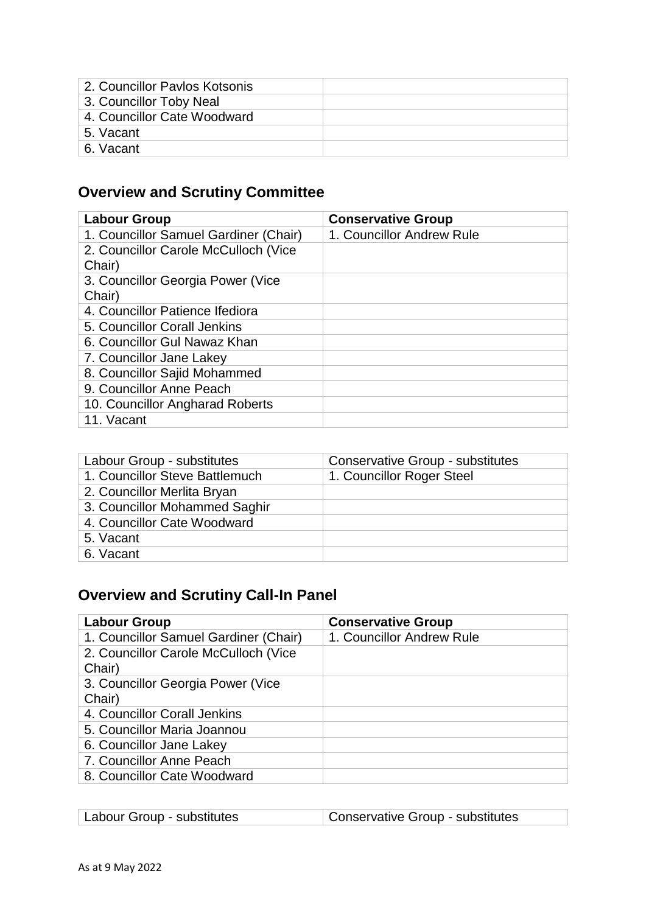| | |
|---|---|
| 2. Councillor Pavlos Kotsonis | |
| 3. Councillor Toby Neal | |
| 4. Councillor Cate Woodward | |
| 5. Vacant | |
| 6. Vacant | |

## Overview and Scrutiny Committee

| Labour Group | Conservative Group |
|---|---|
| 1. Councillor Samuel Gardiner (Chair) | 1. Councillor Andrew Rule |
| 2. Councillor Carole McCulloch (Vice Chair) | |
| 3. Councillor Georgia Power (Vice Chair) | |
| 4. Councillor Patience Ifediora | |
| 5. Councillor Corall Jenkins | |
| 6. Councillor Gul Nawaz Khan | |
| 7. Councillor Jane Lakey | |
| 8. Councillor Sajid Mohammed | |
| 9. Councillor Anne Peach | |
| 10. Councillor Angharad Roberts | |
| 11. Vacant | |

| Labour Group - substitutes | Conservative Group - substitutes |
|---|---|
| 1. Councillor Steve Battlemuch | 1. Councillor Roger Steel |
| 2. Councillor Merlita Bryan | |
| 3. Councillor Mohammed Saghir | |
| 4. Councillor Cate Woodward | |
| 5. Vacant | |
| 6. Vacant | |

## Overview and Scrutiny Call-In Panel

| Labour Group | Conservative Group |
|---|---|
| 1. Councillor Samuel Gardiner (Chair) | 1. Councillor Andrew Rule |
| 2. Councillor Carole McCulloch (Vice Chair) | |
| 3. Councillor Georgia Power (Vice Chair) | |
| 4. Councillor Corall Jenkins | |
| 5. Councillor Maria Joannou | |
| 6. Councillor Jane Lakey | |
| 7. Councillor Anne Peach | |
| 8. Councillor Cate Woodward | |

| Labour Group - substitutes | Conservative Group - substitutes |
|---|---|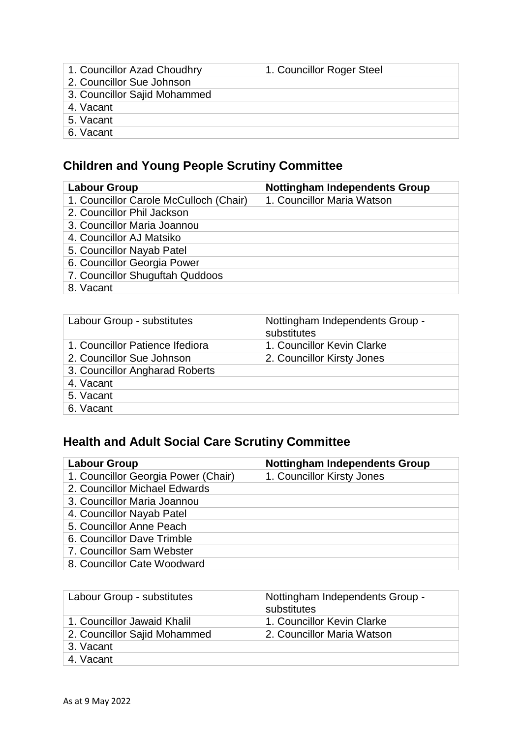| 1. Councillor Azad Choudhry | 1. Councillor Roger Steel |
|---|---|
| 2. Councillor Sue Johnson | |
| 3. Councillor Sajid Mohammed | |
| 4. Vacant | |
| 5. Vacant | |
| 6. Vacant | |

## Children and Young People Scrutiny Committee

| Labour Group | Nottingham Independents Group |
|---|---|
| 1. Councillor Carole McCulloch (Chair) | 1. Councillor Maria Watson |
| 2. Councillor Phil Jackson | |
| 3. Councillor Maria Joannou | |
| 4. Councillor AJ Matsiko | |
| 5. Councillor Nayab Patel | |
| 6. Councillor Georgia Power | |
| 7. Councillor Shuguftah Quddoos | |
| 8. Vacant | |

| Labour Group - substitutes | Nottingham Independents Group - substitutes |
|---|---|
| 1. Councillor Patience Ifediora | 1. Councillor Kevin Clarke |
| 2. Councillor Sue Johnson | 2. Councillor Kirsty Jones |
| 3. Councillor Angharad Roberts | |
| 4. Vacant | |
| 5. Vacant | |
| 6. Vacant | |

## Health and Adult Social Care Scrutiny Committee

| Labour Group | Nottingham Independents Group |
|---|---|
| 1. Councillor Georgia Power (Chair) | 1. Councillor Kirsty Jones |
| 2. Councillor Michael Edwards | |
| 3. Councillor Maria Joannou | |
| 4. Councillor Nayab Patel | |
| 5. Councillor Anne Peach | |
| 6. Councillor Dave Trimble | |
| 7. Councillor Sam Webster | |
| 8. Councillor Cate Woodward | |

| Labour Group - substitutes | Nottingham Independents Group - substitutes |
|---|---|
| 1. Councillor Jawaid Khalil | 1. Councillor Kevin Clarke |
| 2. Councillor Sajid Mohammed | 2. Councillor Maria Watson |
| 3. Vacant | |
| 4. Vacant | |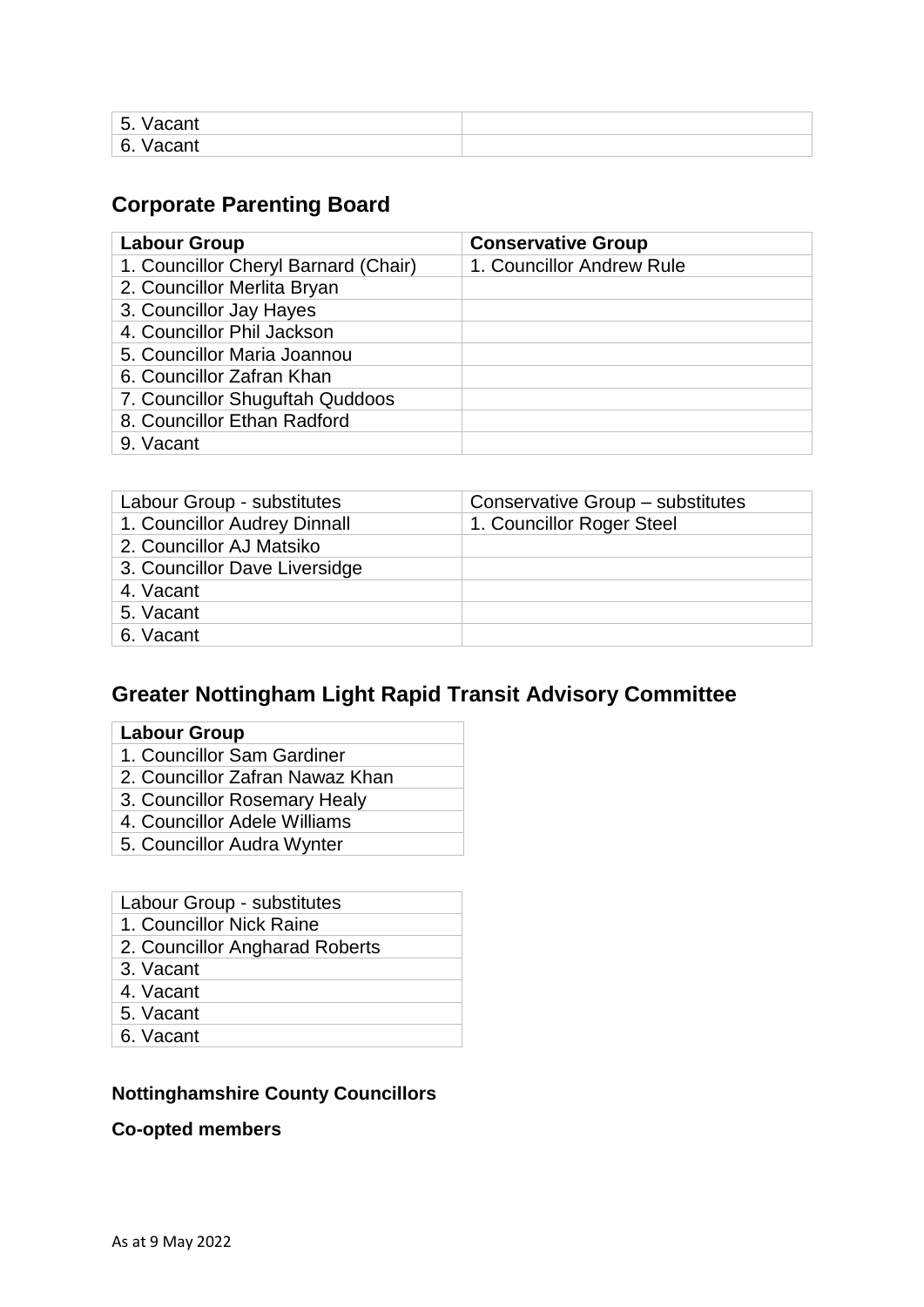| 5. Vacant | |
|---|---|
| 6. Vacant | |

## Corporate Parenting Board

| Labour Group | Conservative Group |
|---|---|
| 1. Councillor Cheryl Barnard (Chair) | 1. Councillor Andrew Rule |
| 2. Councillor Merlita Bryan | |
| 3. Councillor Jay Hayes | |
| 4. Councillor Phil Jackson | |
| 5. Councillor Maria Joannou | |
| 6. Councillor Zafran Khan | |
| 7. Councillor Shuguftah Quddoos | |
| 8. Councillor Ethan Radford | |
| 9. Vacant | |

| Labour Group - substitutes | Conservative Group – substitutes |
|---|---|
| 1. Councillor Audrey Dinnall | 1. Councillor Roger Steel |
| 2. Councillor AJ Matsiko | |
| 3. Councillor Dave Liversidge | |
| 4. Vacant | |
| 5. Vacant | |
| 6. Vacant | |

## Greater Nottingham Light Rapid Transit Advisory Committee

| Labour Group |
|---|
| 1. Councillor Sam Gardiner |
| 2. Councillor Zafran Nawaz Khan |
| 3. Councillor Rosemary Healy |
| 4. Councillor Adele Williams |
| 5. Councillor Audra Wynter |

| Labour Group - substitutes |
|---|
| 1. Councillor Nick Raine |
| 2. Councillor Angharad Roberts |
| 3. Vacant |
| 4. Vacant |
| 5. Vacant |
| 6. Vacant |

**Nottinghamshire County Councillors**

**Co-opted members**

As at 9 May 2022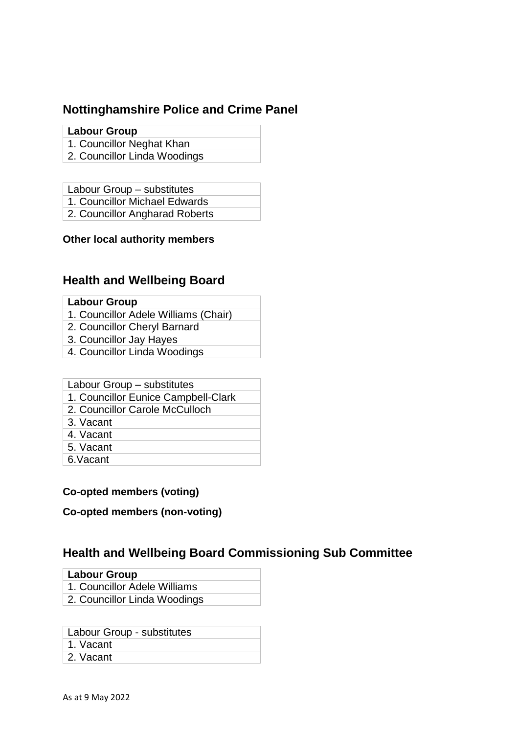## Nottinghamshire Police and Crime Panel

| **Labour Group** |
|---|
| 1. Councillor Neghat Khan |
| 2. Councillor Linda Woodings |

| Labour Group – substitutes |
|---|
| 1. Councillor Michael Edwards |
| 2. Councillor Angharad Roberts |

**Other local authority members**

## Health and Wellbeing Board

| **Labour Group** |
|---|
| 1. Councillor Adele Williams (Chair) |
| 2. Councillor Cheryl Barnard |
| 3. Councillor Jay Hayes |
| 4. Councillor Linda Woodings |

| Labour Group – substitutes |
|---|
| 1. Councillor Eunice Campbell-Clark |
| 2. Councillor Carole McCulloch |
| 3. Vacant |
| 4. Vacant |
| 5. Vacant |
| 6.Vacant |

**Co-opted members (voting)**

**Co-opted members (non-voting)**

## Health and Wellbeing Board Commissioning Sub Committee

| **Labour Group** |
|---|
| 1. Councillor Adele Williams |
| 2. Councillor Linda Woodings |

| Labour Group - substitutes |
|---|
| 1. Vacant |
| 2. Vacant |

As at 9 May 2022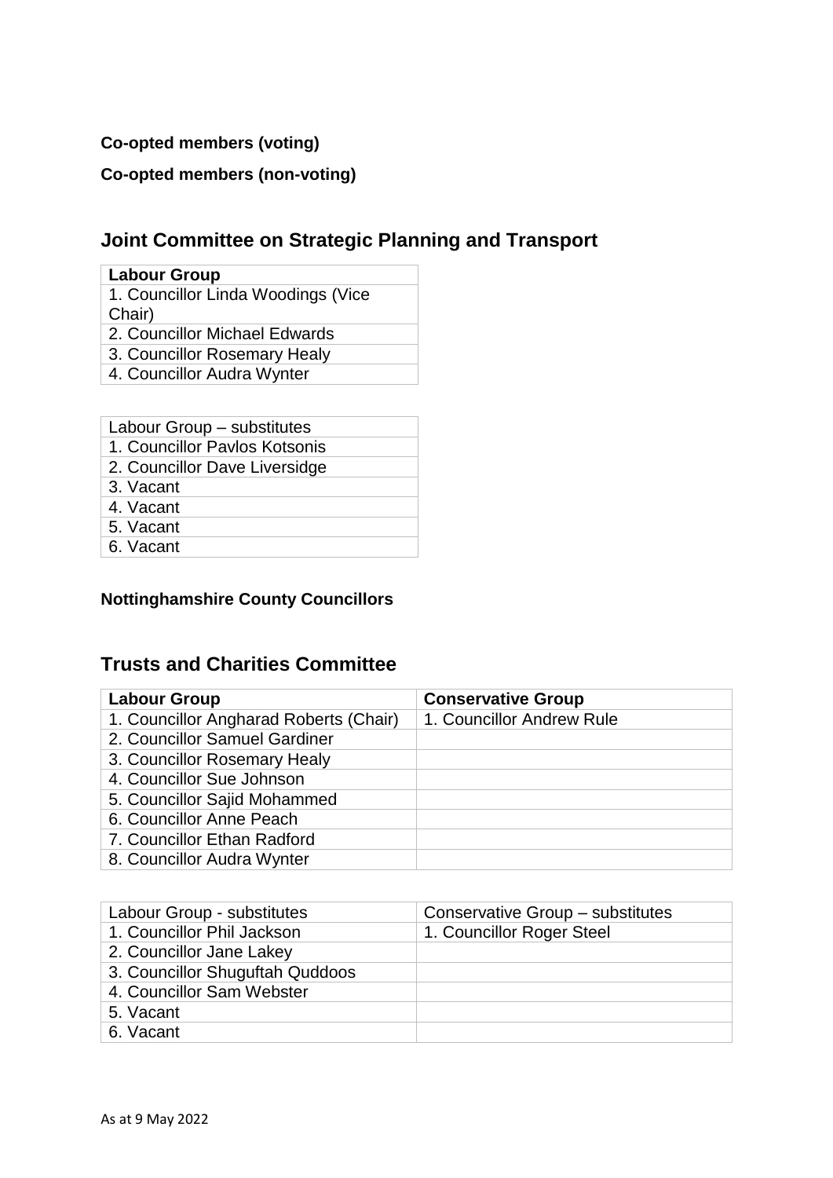**Co-opted members (voting)**

**Co-opted members (non-voting)**

## Joint Committee on Strategic Planning and Transport

| **Labour Group** |
|---|
| 1. Councillor Linda Woodings (Vice Chair) |
| 2. Councillor Michael Edwards |
| 3. Councillor Rosemary Healy |
| 4. Councillor Audra Wynter |

| Labour Group – substitutes |
|---|
| 1. Councillor Pavlos Kotsonis |
| 2. Councillor Dave Liversidge |
| 3. Vacant |
| 4. Vacant |
| 5. Vacant |
| 6. Vacant |

**Nottinghamshire County Councillors**

## Trusts and Charities Committee

| **Labour Group** | **Conservative Group** |
|---|---|
| 1. Councillor Angharad Roberts (Chair) | 1. Councillor Andrew Rule |
| 2. Councillor Samuel Gardiner | |
| 3. Councillor Rosemary Healy | |
| 4. Councillor Sue Johnson | |
| 5. Councillor Sajid Mohammed | |
| 6. Councillor Anne Peach | |
| 7. Councillor Ethan Radford | |
| 8. Councillor Audra Wynter | |

| Labour Group - substitutes | Conservative Group – substitutes |
|---|---|
| 1. Councillor Phil Jackson | 1. Councillor Roger Steel |
| 2. Councillor Jane Lakey | |
| 3. Councillor Shuguftah Quddoos | |
| 4. Councillor Sam Webster | |
| 5. Vacant | |
| 6. Vacant | |

As at 9 May 2022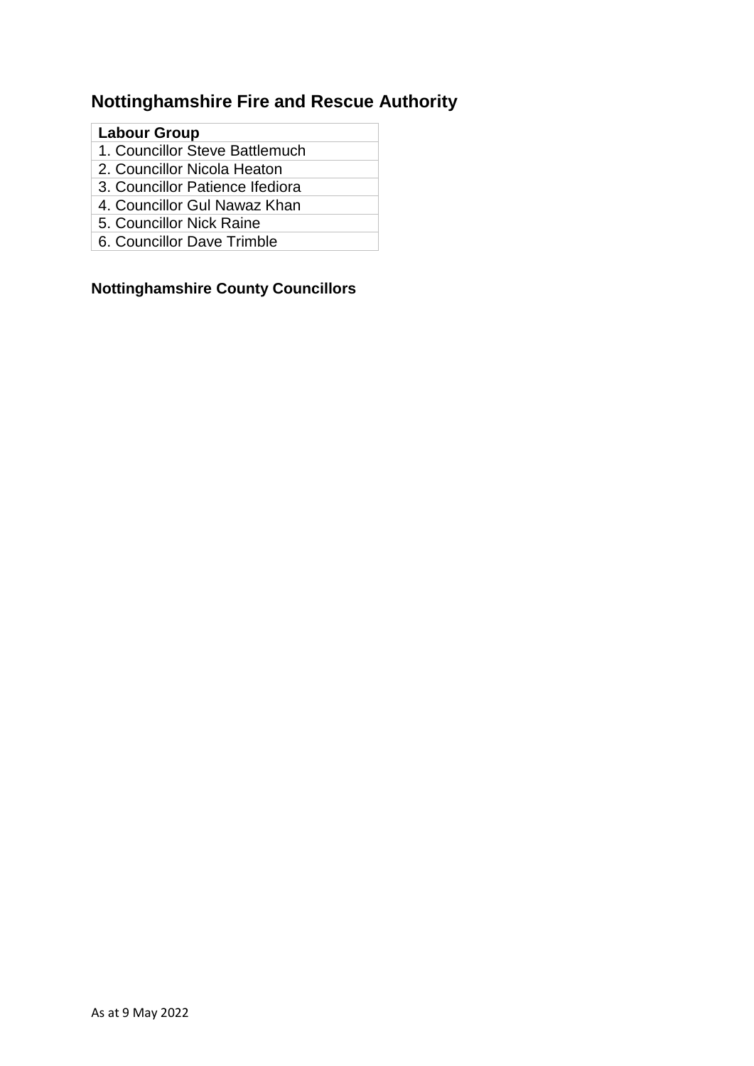## Nottinghamshire Fire and Rescue Authority

| Labour Group |
|---|
| 1. Councillor Steve Battlemuch |
| 2. Councillor Nicola Heaton |
| 3. Councillor Patience Ifediora |
| 4. Councillor Gul Nawaz Khan |
| 5. Councillor Nick Raine |
| 6. Councillor Dave Trimble |

**Nottinghamshire County Councillors**

As at 9 May 2022